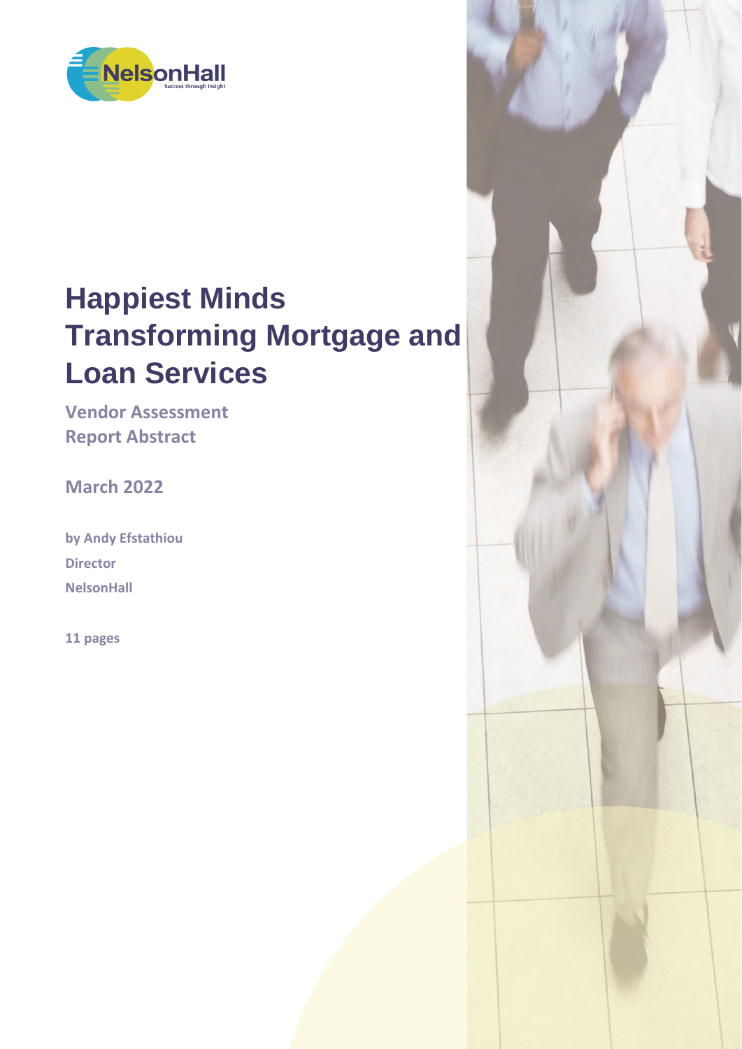NelsonHall

Success through insight

# Happiest Minds Transforming Mortgage and Loan Services

**Vendor Assessment Report Abstract**

**March 2022**

**by Andy Efstathiou**

**Director**

**NelsonHall**

**11 pages**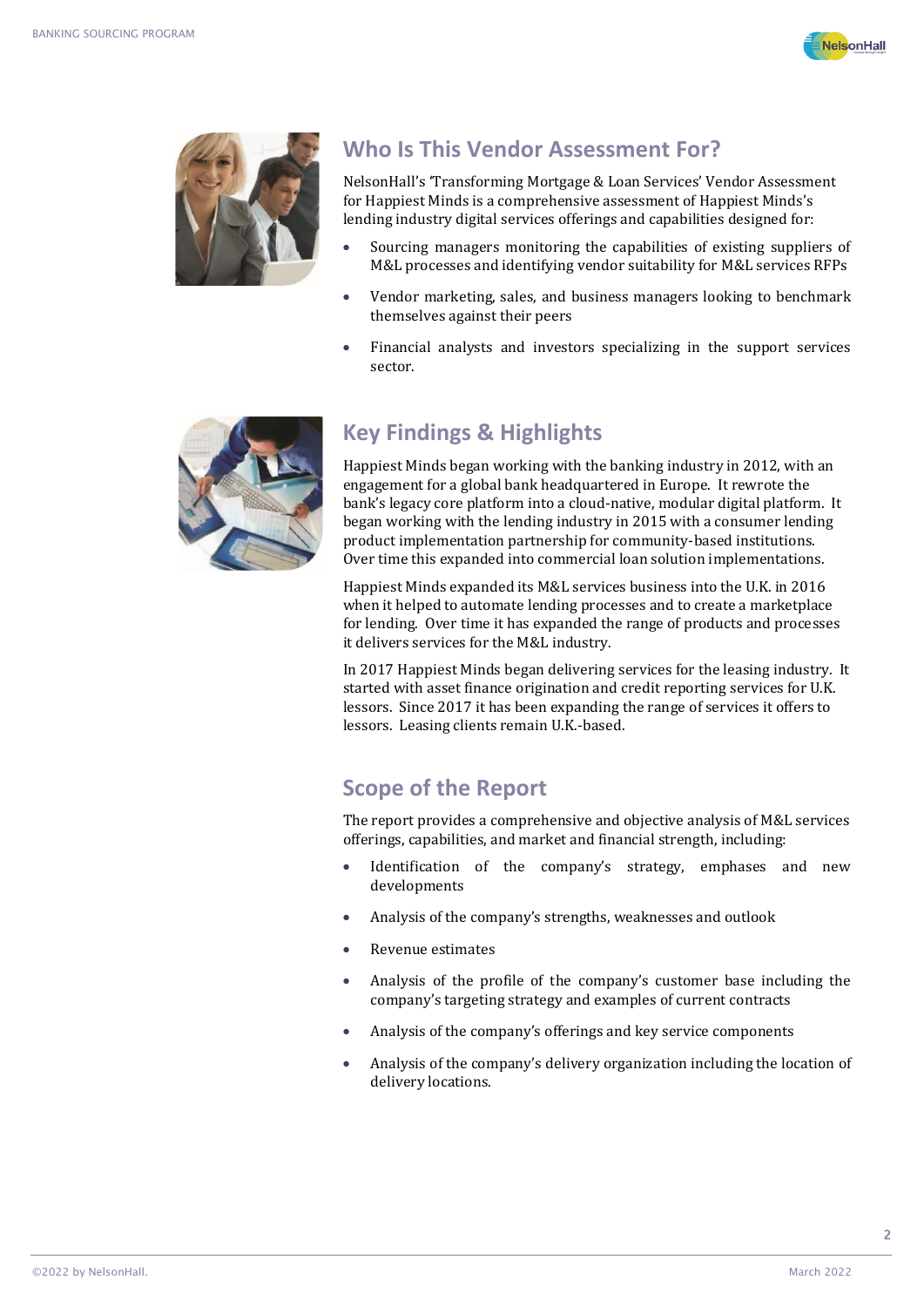## Who Is This Vendor Assessment For?

NelsonHall's 'Transforming Mortgage & Loan Services' Vendor Assessment for Happiest Minds is a comprehensive assessment of Happiest Minds's lending industry digital services offerings and capabilities designed for:

- Sourcing managers monitoring the capabilities of existing suppliers of M&L processes and identifying vendor suitability for M&L services RFPs
- Vendor marketing, sales, and business managers looking to benchmark themselves against their peers
- Financial analysts and investors specializing in the support services sector.

## Key Findings & Highlights

Happiest Minds began working with the banking industry in 2012, with an engagement for a global bank headquartered in Europe. It rewrote the bank's legacy core platform into a cloud-native, modular digital platform. It began working with the lending industry in 2015 with a consumer lending product implementation partnership for community-based institutions. Over time this expanded into commercial loan solution implementations.

Happiest Minds expanded its M&L services business into the U.K. in 2016 when it helped to automate lending processes and to create a marketplace for lending. Over time it has expanded the range of products and processes it delivers services for the M&L industry.

In 2017 Happiest Minds began delivering services for the leasing industry. It started with asset finance origination and credit reporting services for U.K. lessors. Since 2017 it has been expanding the range of services it offers to lessors. Leasing clients remain U.K.-based.

## Scope of the Report

The report provides a comprehensive and objective analysis of M&L services offerings, capabilities, and market and financial strength, including:

- Identification of the company's strategy, emphases and new developments
- Analysis of the company's strengths, weaknesses and outlook
- Revenue estimates
- Analysis of the profile of the company's customer base including the company's targeting strategy and examples of current contracts
- Analysis of the company's offerings and key service components
- Analysis of the company's delivery organization including the location of delivery locations.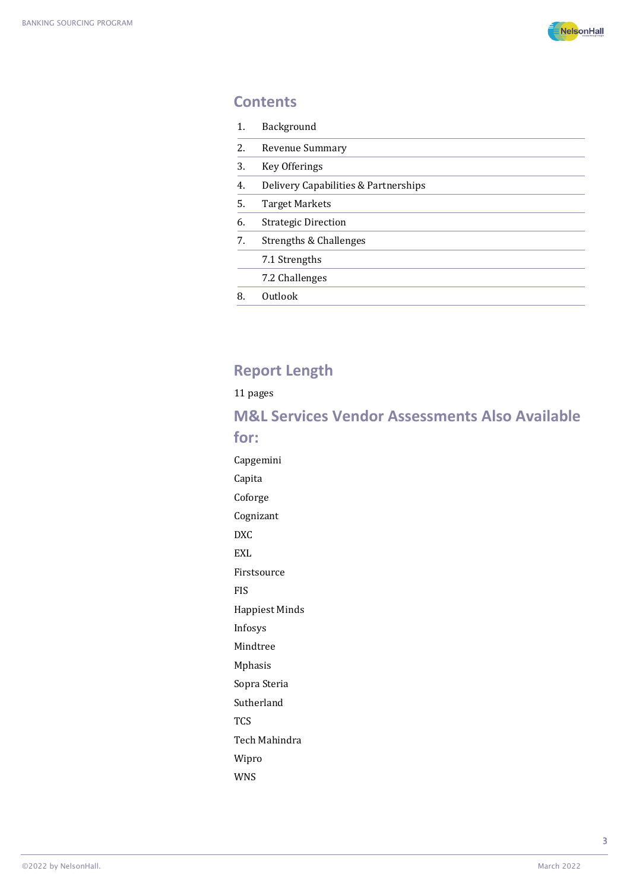## Contents

1. Background
2. Revenue Summary
3. Key Offerings
4. Delivery Capabilities & Partnerships
5. Target Markets
6. Strategic Direction
7. Strengths & Challenges
   - 7.1 Strengths
   - 7.2 Challenges
8. Outlook

## Report Length

11 pages

## M&L Services Vendor Assessments Also Available for:

Capgemini

Capita

Coforge

Cognizant

DXC

EXL

Firstsource

FIS

Happiest Minds

Infosys

Mindtree

Mphasis

Sopra Steria

Sutherland

TCS

Tech Mahindra

Wipro

WNS